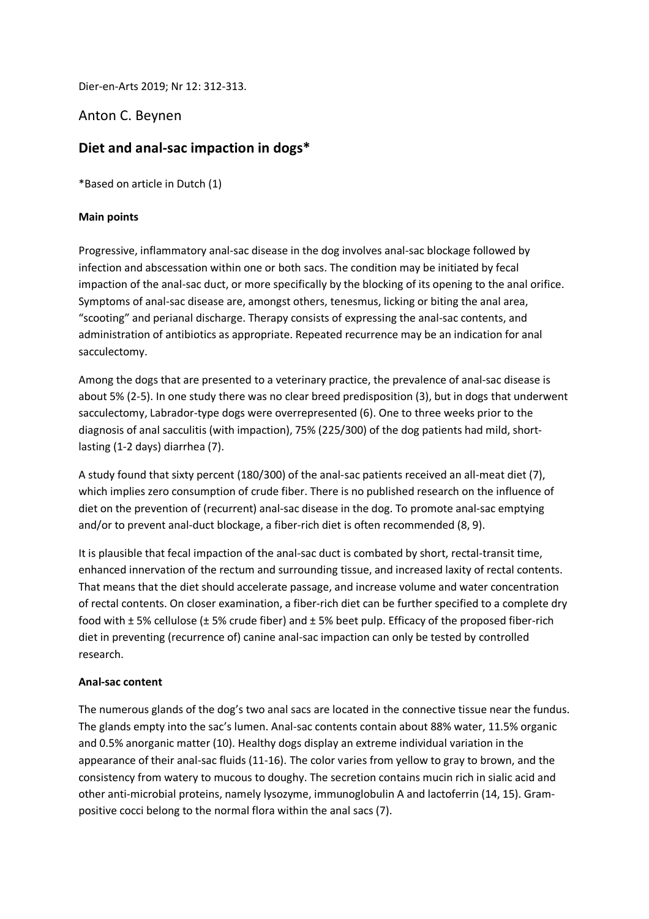Dier-en-Arts 2019; Nr 12: 312-313.

Anton C. Beynen

# Diet and anal-sac impaction in dogs*

*Based on article in Dutch (1)

**Main points**

Progressive, inflammatory anal-sac disease in the dog involves anal-sac blockage followed by infection and abscessation within one or both sacs. The condition may be initiated by fecal impaction of the anal-sac duct, or more specifically by the blocking of its opening to the anal orifice. Symptoms of anal-sac disease are, amongst others, tenesmus, licking or biting the anal area, "scooting" and perianal discharge. Therapy consists of expressing the anal-sac contents, and administration of antibiotics as appropriate. Repeated recurrence may be an indication for anal sacculectomy.

Among the dogs that are presented to a veterinary practice, the prevalence of anal-sac disease is about 5% (2-5). In one study there was no clear breed predisposition (3), but in dogs that underwent sacculectomy, Labrador-type dogs were overrepresented (6). One to three weeks prior to the diagnosis of anal sacculitis (with impaction), 75% (225/300) of the dog patients had mild, short-lasting (1-2 days) diarrhea (7).

A study found that sixty percent (180/300) of the anal-sac patients received an all-meat diet (7), which implies zero consumption of crude fiber. There is no published research on the influence of diet on the prevention of (recurrent) anal-sac disease in the dog. To promote anal-sac emptying and/or to prevent anal-duct blockage, a fiber-rich diet is often recommended (8, 9).

It is plausible that fecal impaction of the anal-sac duct is combated by short, rectal-transit time, enhanced innervation of the rectum and surrounding tissue, and increased laxity of rectal contents. That means that the diet should accelerate passage, and increase volume and water concentration of rectal contents. On closer examination, a fiber-rich diet can be further specified to a complete dry food with ± 5% cellulose (± 5% crude fiber) and ± 5% beet pulp. Efficacy of the proposed fiber-rich diet in preventing (recurrence of) canine anal-sac impaction can only be tested by controlled research.

**Anal-sac content**

The numerous glands of the dog's two anal sacs are located in the connective tissue near the fundus. The glands empty into the sac's lumen. Anal-sac contents contain about 88% water, 11.5% organic and 0.5% anorganic matter (10). Healthy dogs display an extreme individual variation in the appearance of their anal-sac fluids (11-16). The color varies from yellow to gray to brown, and the consistency from watery to mucous to doughy. The secretion contains mucin rich in sialic acid and other anti-microbial proteins, namely lysozyme, immunoglobulin A and lactoferrin (14, 15). Gram-positive cocci belong to the normal flora within the anal sacs (7).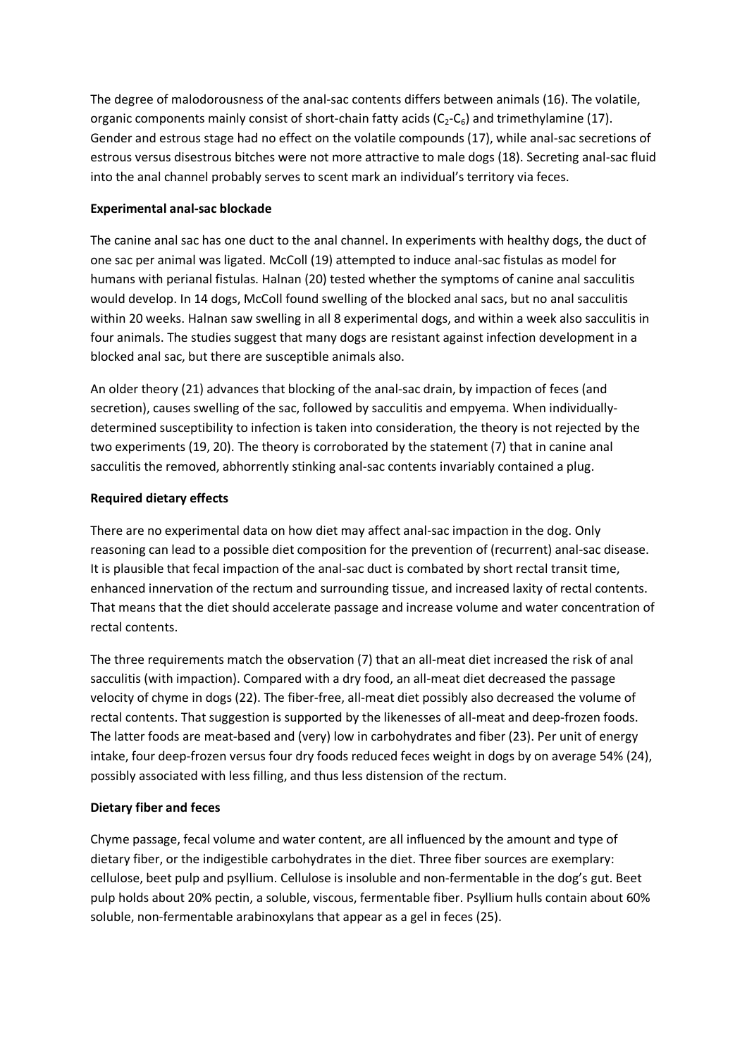The degree of malodorousness of the anal-sac contents differs between animals (16). The volatile, organic components mainly consist of short-chain fatty acids ($C_2$-$C_6$) and trimethylamine (17). Gender and estrous stage had no effect on the volatile compounds (17), while anal-sac secretions of estrous versus disestrous bitches were not more attractive to male dogs (18). Secreting anal-sac fluid into the anal channel probably serves to scent mark an individual's territory via feces.

**Experimental anal-sac blockade**

The canine anal sac has one duct to the anal channel. In experiments with healthy dogs, the duct of one sac per animal was ligated. McColl (19) attempted to induce anal-sac fistulas as model for humans with perianal fistulas. Halnan (20) tested whether the symptoms of canine anal sacculitis would develop. In 14 dogs, McColl found swelling of the blocked anal sacs, but no anal sacculitis within 20 weeks. Halnan saw swelling in all 8 experimental dogs, and within a week also sacculitis in four animals. The studies suggest that many dogs are resistant against infection development in a blocked anal sac, but there are susceptible animals also.

An older theory (21) advances that blocking of the anal-sac drain, by impaction of feces (and secretion), causes swelling of the sac, followed by sacculitis and empyema. When individually-determined susceptibility to infection is taken into consideration, the theory is not rejected by the two experiments (19, 20). The theory is corroborated by the statement (7) that in canine anal sacculitis the removed, abhorrently stinking anal-sac contents invariably contained a plug.

**Required dietary effects**

There are no experimental data on how diet may affect anal-sac impaction in the dog. Only reasoning can lead to a possible diet composition for the prevention of (recurrent) anal-sac disease. It is plausible that fecal impaction of the anal-sac duct is combated by short rectal transit time, enhanced innervation of the rectum and surrounding tissue, and increased laxity of rectal contents. That means that the diet should accelerate passage and increase volume and water concentration of rectal contents.

The three requirements match the observation (7) that an all-meat diet increased the risk of anal sacculitis (with impaction). Compared with a dry food, an all-meat diet decreased the passage velocity of chyme in dogs (22). The fiber-free, all-meat diet possibly also decreased the volume of rectal contents. That suggestion is supported by the likenesses of all-meat and deep-frozen foods. The latter foods are meat-based and (very) low in carbohydrates and fiber (23). Per unit of energy intake, four deep-frozen versus four dry foods reduced feces weight in dogs by on average 54% (24), possibly associated with less filling, and thus less distension of the rectum.

**Dietary fiber and feces**

Chyme passage, fecal volume and water content, are all influenced by the amount and type of dietary fiber, or the indigestible carbohydrates in the diet. Three fiber sources are exemplary: cellulose, beet pulp and psyllium. Cellulose is insoluble and non-fermentable in the dog's gut. Beet pulp holds about 20% pectin, a soluble, viscous, fermentable fiber. Psyllium hulls contain about 60% soluble, non-fermentable arabinoxylans that appear as a gel in feces (25).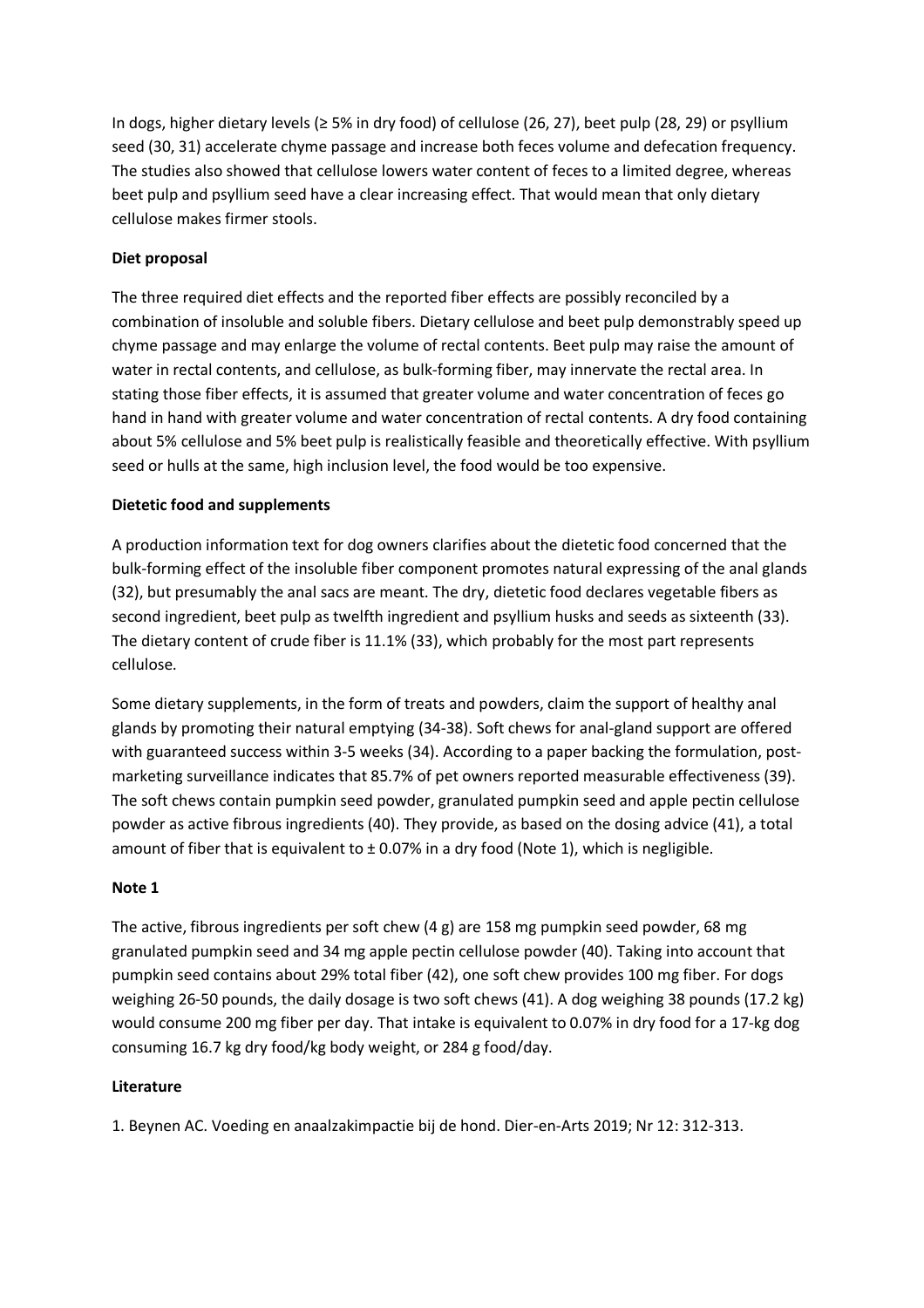In dogs, higher dietary levels (≥ 5% in dry food) of cellulose (26, 27), beet pulp (28, 29) or psyllium seed (30, 31) accelerate chyme passage and increase both feces volume and defecation frequency. The studies also showed that cellulose lowers water content of feces to a limited degree, whereas beet pulp and psyllium seed have a clear increasing effect. That would mean that only dietary cellulose makes firmer stools.

**Diet proposal**

The three required diet effects and the reported fiber effects are possibly reconciled by a combination of insoluble and soluble fibers. Dietary cellulose and beet pulp demonstrably speed up chyme passage and may enlarge the volume of rectal contents. Beet pulp may raise the amount of water in rectal contents, and cellulose, as bulk-forming fiber, may innervate the rectal area. In stating those fiber effects, it is assumed that greater volume and water concentration of feces go hand in hand with greater volume and water concentration of rectal contents. A dry food containing about 5% cellulose and 5% beet pulp is realistically feasible and theoretically effective. With psyllium seed or hulls at the same, high inclusion level, the food would be too expensive.

**Dietetic food and supplements**

A production information text for dog owners clarifies about the dietetic food concerned that the bulk-forming effect of the insoluble fiber component promotes natural expressing of the anal glands (32), but presumably the anal sacs are meant. The dry, dietetic food declares vegetable fibers as second ingredient, beet pulp as twelfth ingredient and psyllium husks and seeds as sixteenth (33). The dietary content of crude fiber is 11.1% (33), which probably for the most part represents cellulose.

Some dietary supplements, in the form of treats and powders, claim the support of healthy anal glands by promoting their natural emptying (34-38). Soft chews for anal-gland support are offered with guaranteed success within 3-5 weeks (34). According to a paper backing the formulation, post-marketing surveillance indicates that 85.7% of pet owners reported measurable effectiveness (39). The soft chews contain pumpkin seed powder, granulated pumpkin seed and apple pectin cellulose powder as active fibrous ingredients (40). They provide, as based on the dosing advice (41), a total amount of fiber that is equivalent to ± 0.07% in a dry food (Note 1), which is negligible.

**Note 1**

The active, fibrous ingredients per soft chew (4 g) are 158 mg pumpkin seed powder, 68 mg granulated pumpkin seed and 34 mg apple pectin cellulose powder (40). Taking into account that pumpkin seed contains about 29% total fiber (42), one soft chew provides 100 mg fiber. For dogs weighing 26-50 pounds, the daily dosage is two soft chews (41). A dog weighing 38 pounds (17.2 kg) would consume 200 mg fiber per day. That intake is equivalent to 0.07% in dry food for a 17-kg dog consuming 16.7 kg dry food/kg body weight, or 284 g food/day.

**Literature**

1. Beynen AC. Voeding en anaalzakimpactie bij de hond. Dier-en-Arts 2019; Nr 12: 312-313.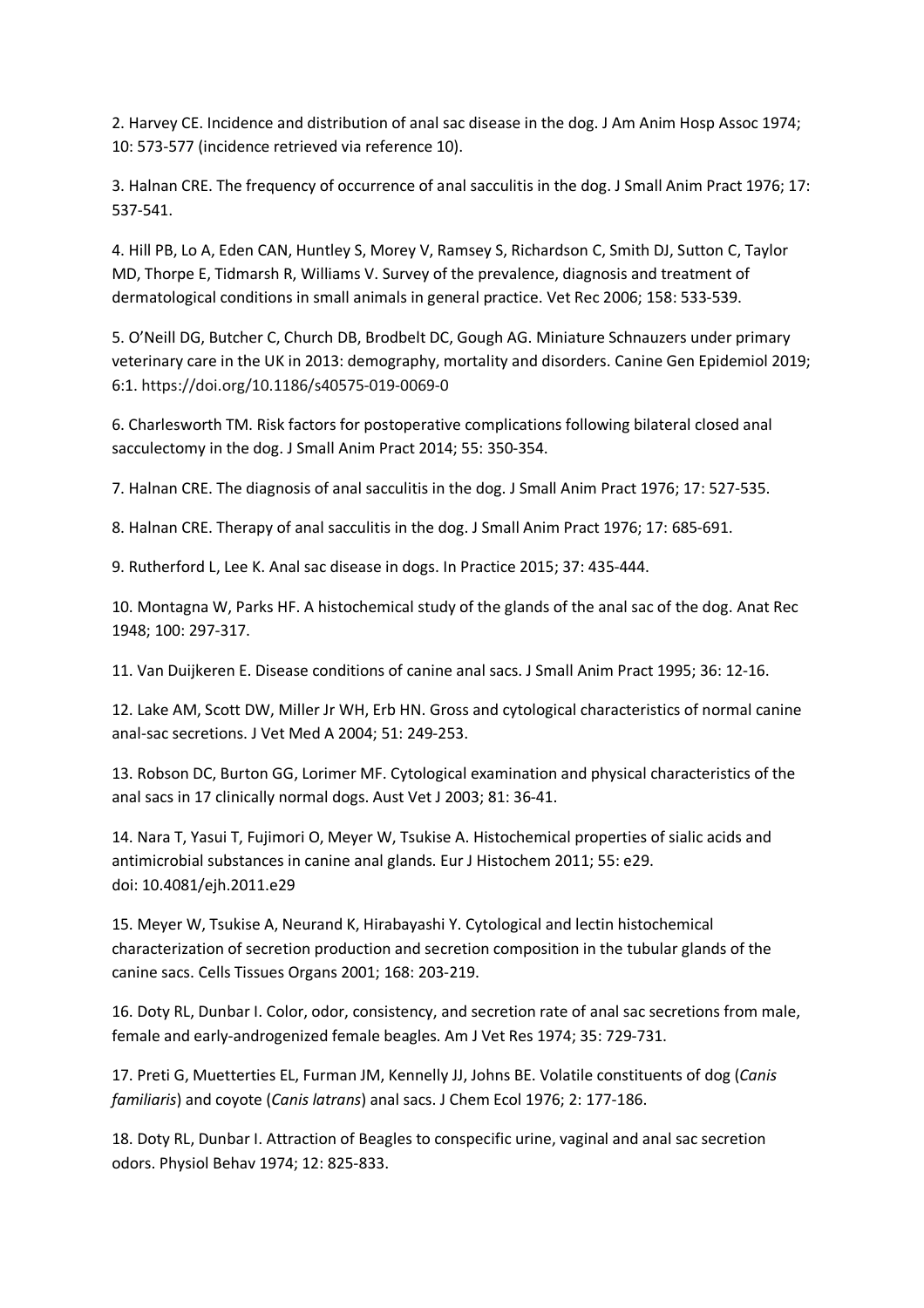2. Harvey CE. Incidence and distribution of anal sac disease in the dog. J Am Anim Hosp Assoc 1974; 10: 573-577 (incidence retrieved via reference 10).

3. Halnan CRE. The frequency of occurrence of anal sacculitis in the dog. J Small Anim Pract 1976; 17: 537-541.

4. Hill PB, Lo A, Eden CAN, Huntley S, Morey V, Ramsey S, Richardson C, Smith DJ, Sutton C, Taylor MD, Thorpe E, Tidmarsh R, Williams V. Survey of the prevalence, diagnosis and treatment of dermatological conditions in small animals in general practice. Vet Rec 2006; 158: 533-539.

5. O'Neill DG, Butcher C, Church DB, Brodbelt DC, Gough AG. Miniature Schnauzers under primary veterinary care in the UK in 2013: demography, mortality and disorders. Canine Gen Epidemiol 2019; 6:1. https://doi.org/10.1186/s40575-019-0069-0

6. Charlesworth TM. Risk factors for postoperative complications following bilateral closed anal sacculectomy in the dog. J Small Anim Pract 2014; 55: 350-354.

7. Halnan CRE. The diagnosis of anal sacculitis in the dog. J Small Anim Pract 1976; 17: 527-535.

8. Halnan CRE. Therapy of anal sacculitis in the dog. J Small Anim Pract 1976; 17: 685-691.

9. Rutherford L, Lee K. Anal sac disease in dogs. In Practice 2015; 37: 435-444.

10. Montagna W, Parks HF. A histochemical study of the glands of the anal sac of the dog. Anat Rec 1948; 100: 297-317.

11. Van Duijkeren E. Disease conditions of canine anal sacs. J Small Anim Pract 1995; 36: 12-16.

12. Lake AM, Scott DW, Miller Jr WH, Erb HN. Gross and cytological characteristics of normal canine anal-sac secretions. J Vet Med A 2004; 51: 249-253.

13. Robson DC, Burton GG, Lorimer MF. Cytological examination and physical characteristics of the anal sacs in 17 clinically normal dogs. Aust Vet J 2003; 81: 36-41.

14. Nara T, Yasui T, Fujimori O, Meyer W, Tsukise A. Histochemical properties of sialic acids and antimicrobial substances in canine anal glands. Eur J Histochem 2011; 55: e29. doi: 10.4081/ejh.2011.e29

15. Meyer W, Tsukise A, Neurand K, Hirabayashi Y. Cytological and lectin histochemical characterization of secretion production and secretion composition in the tubular glands of the canine sacs. Cells Tissues Organs 2001; 168: 203-219.

16. Doty RL, Dunbar I. Color, odor, consistency, and secretion rate of anal sac secretions from male, female and early-androgenized female beagles. Am J Vet Res 1974; 35: 729-731.

17. Preti G, Muetterties EL, Furman JM, Kennelly JJ, Johns BE. Volatile constituents of dog (*Canis familiaris*) and coyote (*Canis latrans*) anal sacs. J Chem Ecol 1976; 2: 177-186.

18. Doty RL, Dunbar I. Attraction of Beagles to conspecific urine, vaginal and anal sac secretion odors. Physiol Behav 1974; 12: 825-833.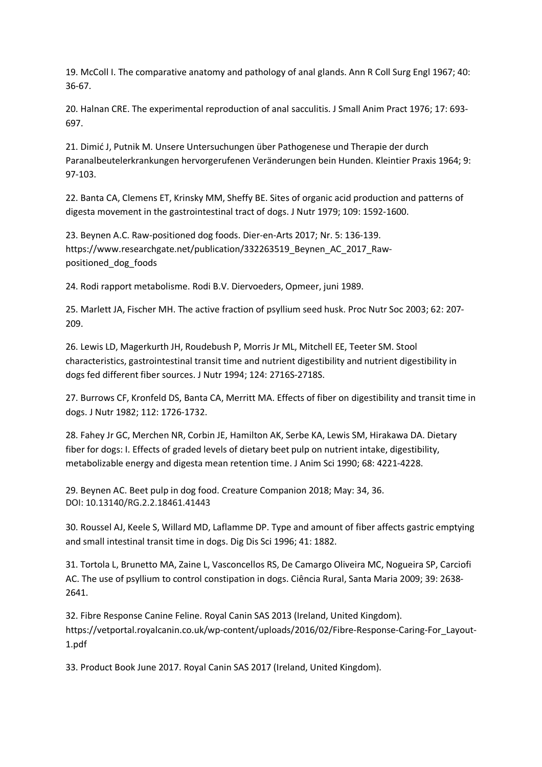19. McColl I. The comparative anatomy and pathology of anal glands. Ann R Coll Surg Engl 1967; 40: 36-67.

20. Halnan CRE. The experimental reproduction of anal sacculitis. J Small Anim Pract 1976; 17: 693-697.

21. Dimić J, Putnik M. Unsere Untersuchungen über Pathogenese und Therapie der durch Paranalbeutelerkrankungen hervorgerufenen Veränderungen bein Hunden. Kleintier Praxis 1964; 9: 97-103.

22. Banta CA, Clemens ET, Krinsky MM, Sheffy BE. Sites of organic acid production and patterns of digesta movement in the gastrointestinal tract of dogs. J Nutr 1979; 109: 1592-1600.

23. Beynen A.C. Raw-positioned dog foods. Dier-en-Arts 2017; Nr. 5: 136-139. https://www.researchgate.net/publication/332263519_Beynen_AC_2017_Raw-positioned_dog_foods

24. Rodi rapport metabolisme. Rodi B.V. Diervoeders, Opmeer, juni 1989.

25. Marlett JA, Fischer MH. The active fraction of psyllium seed husk. Proc Nutr Soc 2003; 62: 207-209.

26. Lewis LD, Magerkurth JH, Roudebush P, Morris Jr ML, Mitchell EE, Teeter SM. Stool characteristics, gastrointestinal transit time and nutrient digestibility and nutrient digestibility in dogs fed different fiber sources. J Nutr 1994; 124: 2716S-2718S.

27. Burrows CF, Kronfeld DS, Banta CA, Merritt MA. Effects of fiber on digestibility and transit time in dogs. J Nutr 1982; 112: 1726-1732.

28. Fahey Jr GC, Merchen NR, Corbin JE, Hamilton AK, Serbe KA, Lewis SM, Hirakawa DA. Dietary fiber for dogs: I. Effects of graded levels of dietary beet pulp on nutrient intake, digestibility, metabolizable energy and digesta mean retention time. J Anim Sci 1990; 68: 4221-4228.

29. Beynen AC. Beet pulp in dog food. Creature Companion 2018; May: 34, 36. DOI: 10.13140/RG.2.2.18461.41443

30. Roussel AJ, Keele S, Willard MD, Laflamme DP. Type and amount of fiber affects gastric emptying and small intestinal transit time in dogs. Dig Dis Sci 1996; 41: 1882.

31. Tortola L, Brunetto MA, Zaine L, Vasconcellos RS, De Camargo Oliveira MC, Nogueira SP, Carciofi AC. The use of psyllium to control constipation in dogs. Ciência Rural, Santa Maria 2009; 39: 2638-2641.

32. Fibre Response Canine Feline. Royal Canin SAS 2013 (Ireland, United Kingdom). https://vetportal.royalcanin.co.uk/wp-content/uploads/2016/02/Fibre-Response-Caring-For_Layout-1.pdf

33. Product Book June 2017. Royal Canin SAS 2017 (Ireland, United Kingdom).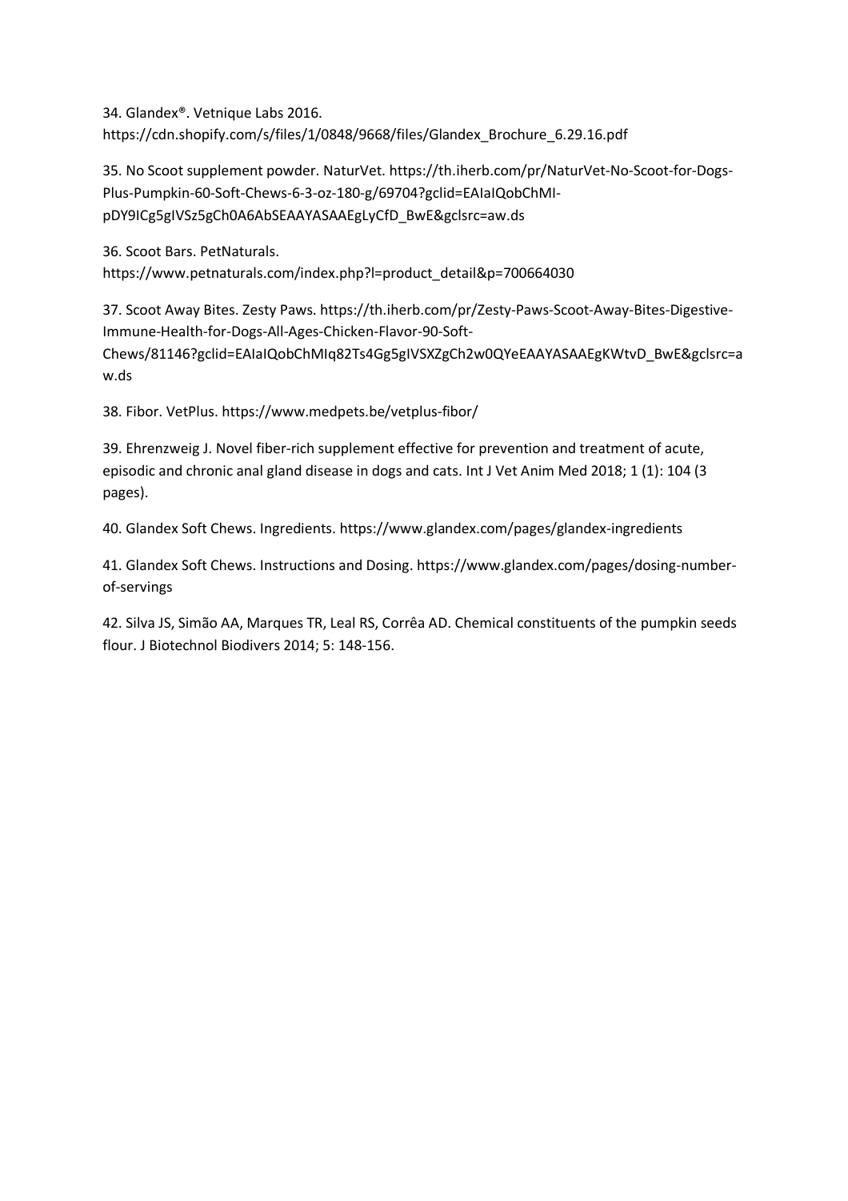34. Glandex®. Vetnique Labs 2016. https://cdn.shopify.com/s/files/1/0848/9668/files/Glandex_Brochure_6.29.16.pdf

35. No Scoot supplement powder. NaturVet. https://th.iherb.com/pr/NaturVet-No-Scoot-for-Dogs-Plus-Pumpkin-60-Soft-Chews-6-3-oz-180-g/69704?gclid=EAIaIQobChMI-pDY9ICg5gIVSz5gCh0A6AbSEAAYASAAEgLyCfD_BwE&gclsrc=aw.ds

36. Scoot Bars. PetNaturals. https://www.petnaturals.com/index.php?l=product_detail&p=700664030

37. Scoot Away Bites. Zesty Paws. https://th.iherb.com/pr/Zesty-Paws-Scoot-Away-Bites-Digestive-Immune-Health-for-Dogs-All-Ages-Chicken-Flavor-90-Soft-Chews/81146?gclid=EAIaIQobChMIq82Ts4Gg5gIVSXZgCh2w0QYeEAAYASAAEgKWtvD_BwE&gclsrc=aw.ds

38. Fibor. VetPlus. https://www.medpets.be/vetplus-fibor/

39. Ehrenzweig J. Novel fiber-rich supplement effective for prevention and treatment of acute, episodic and chronic anal gland disease in dogs and cats. Int J Vet Anim Med 2018; 1 (1): 104 (3 pages).

40. Glandex Soft Chews. Ingredients. https://www.glandex.com/pages/glandex-ingredients

41. Glandex Soft Chews. Instructions and Dosing. https://www.glandex.com/pages/dosing-number-of-servings

42. Silva JS, Simão AA, Marques TR, Leal RS, Corrêa AD. Chemical constituents of the pumpkin seeds flour. J Biotechnol Biodivers 2014; 5: 148-156.